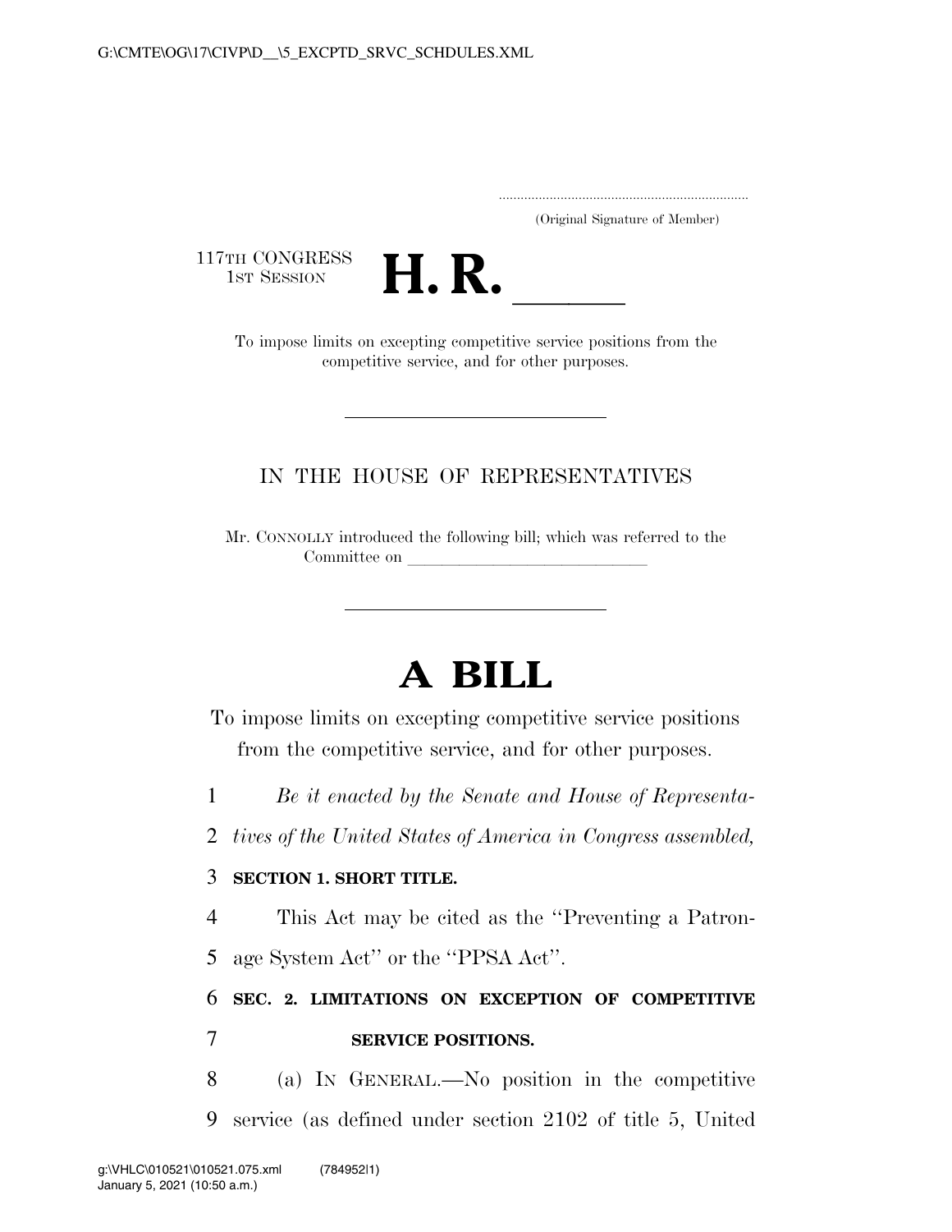(Original Signature of Member)

117TH CONGRESS
1ST SESSION

# H. R. \_\_\_\_\_

To impose limits on excepting competitive service positions from the competitive service, and for other purposes.

---

IN THE HOUSE OF REPRESENTATIVES

Mr. CONNOLLY introduced the following bill; which was referred to the Committee on \_\_\_\_\_\_\_\_\_\_\_\_\_\_\_\_\_\_\_\_\_\_\_\_\_\_\_\_

---

# A BILL

To impose limits on excepting competitive service positions from the competitive service, and for other purposes.

*Be it enacted by the Senate and House of Representatives of the United States of America in Congress assembled,*

**SECTION 1. SHORT TITLE.**

This Act may be cited as the ''Preventing a Patronage System Act'' or the ''PPSA Act''.

**SEC. 2. LIMITATIONS ON EXCEPTION OF COMPETITIVE SERVICE POSITIONS.**

(a) IN GENERAL.—No position in the competitive service (as defined under section 2102 of title 5, United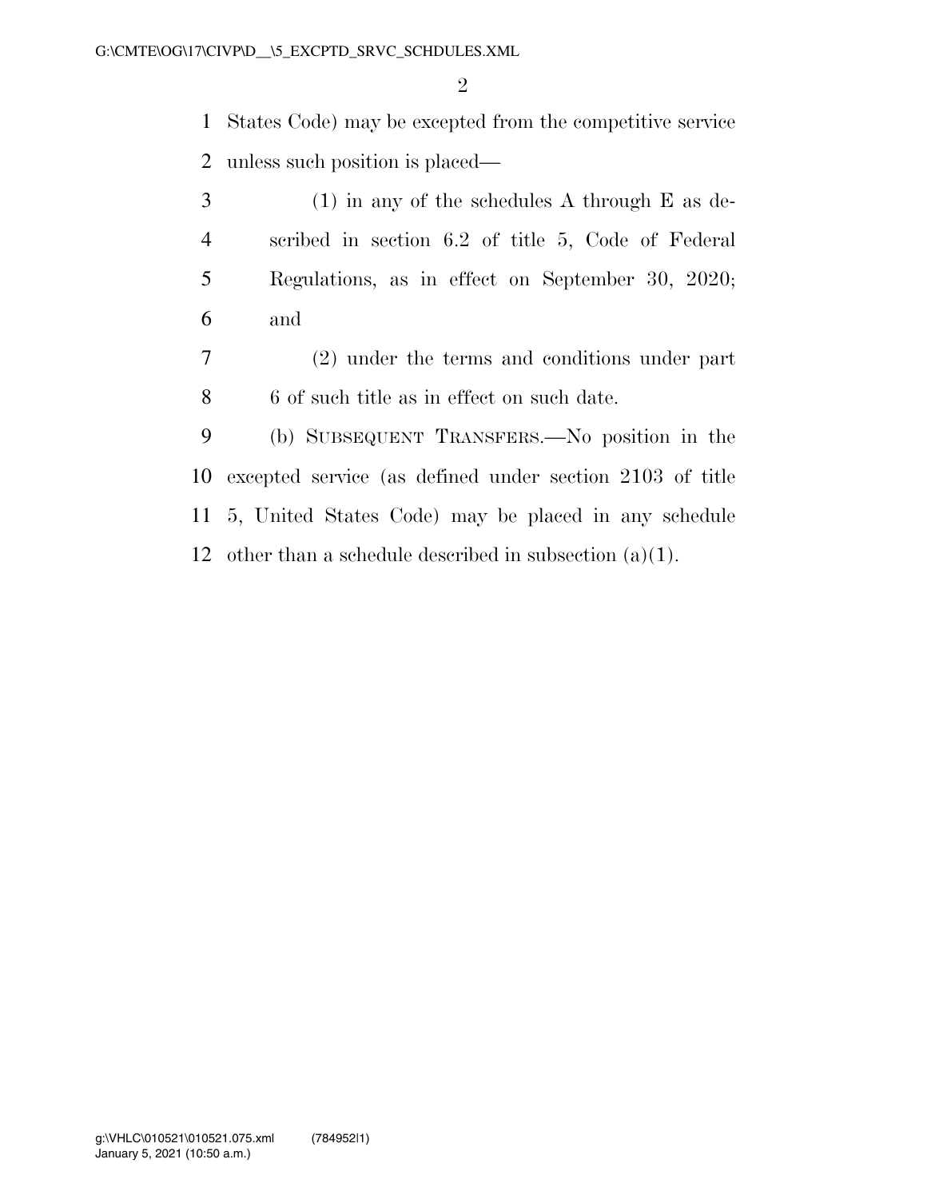States Code) may be excepted from the competitive service unless such position is placed—

(1) in any of the schedules A through E as described in section 6.2 of title 5, Code of Federal Regulations, as in effect on September 30, 2020; and

(2) under the terms and conditions under part 6 of such title as in effect on such date.

(b) SUBSEQUENT TRANSFERS.—No position in the excepted service (as defined under section 2103 of title 5, United States Code) may be placed in any schedule other than a schedule described in subsection (a)(1).